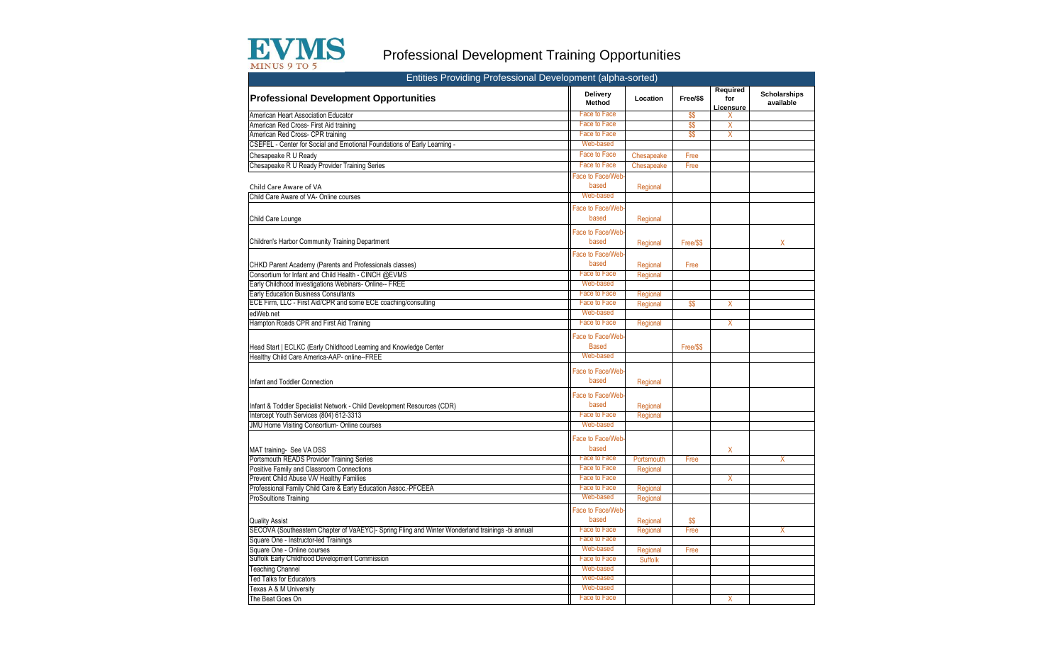EVMS
MINUS 9 TO 5

# Professional Development Training Opportunities

## Entities Providing Professional Development (alpha-sorted)

| Professional Development Opportunities | Delivery Method | Location | Free/$$ | Required for Licensure | Scholarships available |
|---|---|---|---|---|---|
| American Heart Association Educator | Face to Face | | $$ | X | |
| American Red Cross- First Aid training | Face to Face | | $$ | X | |
| American Red Cross- CPR training | Face to Face | | $$ | X | |
| CSEFEL - Center for Social and Emotional Foundations of Early Learning - | Web-based | | | | |
| Chesapeake R U Ready | Face to Face | Chesapeake | Free | | |
| Chesapeake R U Ready Provider Training Series | Face to Face | Chesapeake | Free | | |
| Child Care Aware of VA | Face to Face/Web-based | Regional | | | |
| Child Care Aware of VA- Online courses | Web-based | | | | |
| Child Care Lounge | Face to Face/Web-based | Regional | | | |
| Children's Harbor Community Training Department | Face to Face/Web-based | Regional | Free/$$ | | X |
| CHKD Parent Academy (Parents and Professionals classes) | Face to Face/Web-based | Regional | Free | | |
| Consortium for Infant and Child Health - CINCH @EVMS | Face to Face | Regional | | | |
| Early Childhood Investigations Webinars- Online-- FREE | Web-based | | | | |
| Early Education Business Consultants | Face to Face | Regional | | | |
| ECE Firm, LLC - First Aid/CPR and some ECE coaching/consulting | Face to Face | Regional | $$ | X | |
| edWeb.net | Web-based | | | | |
| Hampton Roads CPR and First Aid Training | Face to Face | Regional | | X | |
| Head Start \| ECLKC (Early Childhood Learning and Knowledge Center | Face to Face/Web-Based | | Free/$$ | | |
| Healthy Child Care America-AAP- online--FREE | Web-based | | | | |
| Infant and Toddler Connection | Face to Face/Web-based | Regional | | | |
| Infant & Toddler Specialist Network - Child Development Resources (CDR) | Face to Face/Web-based | Regional | | | |
| Intercept Youth Services (804) 612-3313 | Face to Face | Regional | | | |
| JMU Home Visiting Consortium- Online courses | Web-based | | | | |
| MAT training- See VA DSS | Face to Face/Web-based | | | X | |
| Portsmouth READS Provider Training Series | Face to Face | Portsmouth | Free | | X |
| Positive Family and Classroom Connections | Face to Face | Regional | | | |
| Prevent Child Abuse VA/ Healthy Families | Face to Face | | | X | |
| Professional Family Child Care & Early Education Assoc.-PFCEEA | Face to Face | Regional | | | |
| ProSoultions Training | Web-based | Regional | | | |
| Quality Assist | Face to Face/Web-based | Regional | $$ | | |
| SECOVA (Southeastern Chapter of VaAEYC)- Spring Fling and Winter Wonderland trainings -bi annual | Face to Face | Regional | Free | | X |
| Square One - Instructor-led Trainings | Face to Face | | | | |
| Square One - Online courses | Web-based | Regional | Free | | |
| Suffolk Early Childhood Development Commission | Face to Face | Suffolk | | | |
| Teaching Channel | Web-based | | | | |
| Ted Talks for Educators | Web-based | | | | |
| Texas A & M University | Web-based | | | | |
| The Beat Goes On | Face to Face | | | X | |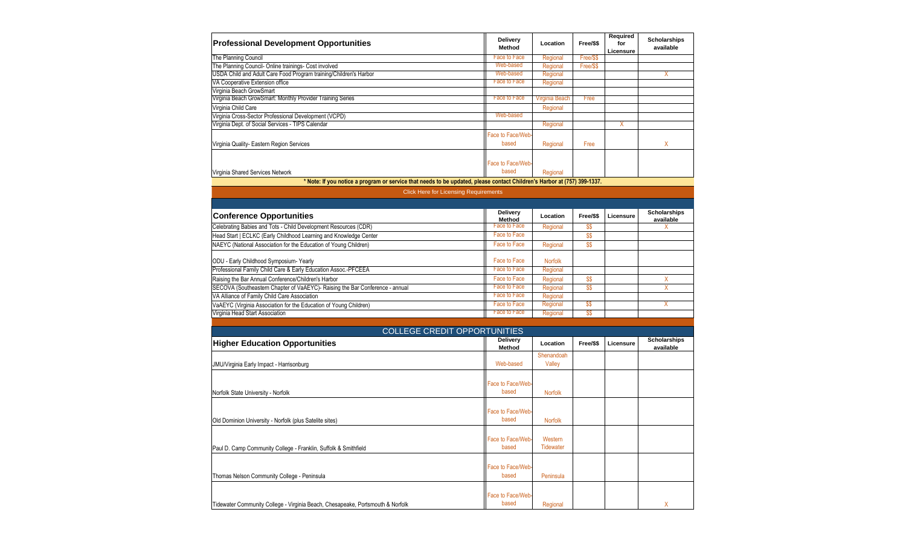| Professional Development Opportunities | Delivery Method | Location | Free/$$ | Required for Licensure | Scholarships available |
|---|---|---|---|---|---|
| The Planning Council | Face to Face | Regional | Free/$$ | | |
| The Planning Council- Online trainings- Cost involved | Web-based | Regional | Free/$$ | | |
| USDA Child and Adult Care Food Program training/Children's Harbor | Web-based | Regional | | | X |
| VA Cooperative Extension office | Face to Face | Regional | | | |
| Virginia Beach GrowSmart | | | | | |
| Virginia Beach GrowSmart: Monthly Provider Training Series | Face to Face | Virginia Beach | Free | | |
| Virginia Child Care | | Regional | | | |
| Virginia Cross-Sector Professional Development (VCPD) | Web-based | | | | |
| Virginia Dept. of Social Services - TIPS Calendar | | Regional | | X | |
| Virginia Quality- Eastern Region Services | Face to Face/Web-based | Regional | Free | | X |
| Virginia Shared Services Network | Face to Face/Web-based | Regional | | | |

* Note: If you notice a program or service that needs to be updated, please contact Children's Harbor at (757) 399-1337.

Click Here for Licensing Requirements

| Conference Opportunities | Delivery Method | Location | Free/$$ | Licensure | Scholarships available |
|---|---|---|---|---|---|
| Celebrating Babies and Tots - Child Development Resources (CDR) | Face to Face | Regional | $$ | | X |
| Head Start \| ECLKC (Early Childhood Learning and Knowledge Center | Face to Face | | $$ | | |
| NAEYC (National Association for the Education of Young Children) | Face to Face | Regional | $$ | | |
| ODU - Early Childhood Symposium- Yearly | Face to Face | Norfolk | | | |
| Professional Family Child Care & Early Education Assoc.-PFCEEA | Face to Face | Regional | | | |
| Raising the Bar Annual Conference/Children's Harbor | Face to Face | Regional | $$ | | X |
| SECOVA (Southeastern Chapter of VaAEYC)- Raising the Bar Conference - annual | Face to Face | Regional | $$ | | X |
| VA Alliance of Family Child Care Association | Face to Face | Regional | | | |
| VaAEYC (Virginia Association for the Education of Young Children) | Face to Face | Regional | $$ | | X |
| Virginia Head Start Association | Face to Face | Regional | $$ | | |

## COLLEGE CREDIT OPPORTUNITIES

| Higher Education Opportunities | Delivery Method | Location | Free/$$ | Licensure | Scholarships available |
|---|---|---|---|---|---|
| JMU/Virginia Early Impact - Harrisonburg | Web-based | Shenandoah Valley | | | |
| Norfolk State University - Norfolk | Face to Face/Web-based | Norfolk | | | |
| Old Dominion University - Norfolk (plus Satelite sites) | Face to Face/Web-based | Norfolk | | | |
| Paul D. Camp Community College - Franklin, Suffolk & Smithfield | Face to Face/Web-based | Western Tidewater | | | |
| Thomas Nelson Community College - Peninsula | Face to Face/Web-based | Peninsula | | | |
| Tidewater Community College - Virginia Beach, Chesapeake, Portsmouth & Norfolk | Face to Face/Web-based | Regional | | | X |